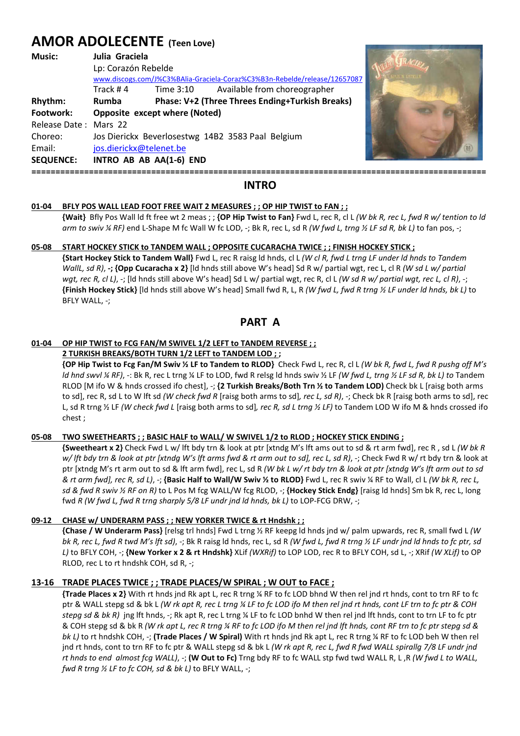# AMOR ADOLECENTE (Teen Love)

**Music:** **Julia Graciela**
Lp: Corazón Rebelde
www.discogs.com/J%C3%BAlia-Graciela-Coraz%C3%B3n-Rebelde/release/12657087
Track # 4 Time 3:10 Available from choreographer

**Rhythm:** **Rumba** **Phase: V+2 (Three Threes Ending+Turkish Breaks)**

**Footwork:** **Opposite except where (Noted)**

Release Date : Mars 22

Choreo: Jos Dierickx Beverlosestwg 14B2 3583 Paal Belgium

Email: jos.dierickx@telenet.be

**SEQUENCE:** **INTRO AB AB AA(1-6) END**

===================================================================================

## INTRO

**01-04 BFLY POS WALL LEAD FOOT FREE WAIT 2 MEASURES ; ; OP HIP TWIST to FAN ; ;**

**{Wait}** Bfly Pos Wall ld ft free wt 2 meas ; ; **{OP Hip Twist to Fan}** Fwd L, rec R, cl L *(W bk R, rec L, fwd R w/ tention to ld arm to swiv ¼ RF)* end L-Shape M fc Wall W fc LOD, -; Bk R, rec L, sd R *(W fwd L, trng ½ LF sd R, bk L)* to fan pos, -;

**05-08 START HOCKEY STICK to TANDEM WALL ; OPPOSITE CUCARACHA TWICE ; ; FINISH HOCKEY STICK ;**

**{Start Hockey Stick to Tandem Wall}** Fwd L, rec R raisg ld hnds, cl L *(W cl R, fwd L trng LF under ld hnds to Tandem WallL, sd R)*, **-; {Opp Cucaracha x 2}** [ld hnds still above W's head] Sd R w/ partial wgt, rec L, cl R *(W sd L w/ partial wgt, rec R, cl L)*, -; [ld hnds still above W's head] Sd L w/ partial wgt, rec R, cl L *(W sd R w/ partial wgt, rec L, cl R)*, -; **{Finish Hockey Stick}** [ld hnds still above W's head] Small fwd R, L, R *(W fwd L, fwd R trng ½ LF under ld hnds, bk L)* to BFLY WALL, -;

## PART A

**01-04 OP HIP TWIST to FCG FAN/M SWIVEL 1/2 LEFT to TANDEM REVERSE ; ;**
**2 TURKISH BREAKS/BOTH TURN 1/2 LEFT to TANDEM LOD ; ;**

**{OP Hip Twist to Fcg Fan/M Swiv ½ LF to Tandem to RLOD}** Check Fwd L, rec R, cl L *(W bk R, fwd L, fwd R pushg off M's ld hnd swvl ¼ RF)*, -: Bk R, rec L trng ¼ LF to LOD, fwd R relsg ld hnds swiv ½ LF *(W fwd L, trng ½ LF sd R, bk L)* to Tandem RLOD [M ifo W & hnds crossed ifo chest], -; **{2 Turkish Breaks/Both Trn ½ to Tandem LOD)** Check bk L [raisg both arms to sd], rec R, sd L to W lft sd *(W check fwd R* [raisg both arms to sd]*, rec L, sd R)*, -; Check bk R [raisg both arms to sd], rec L, sd R trng ½ LF *(W check fwd L* [raisg both arms to sd]*, rec R, sd L trng ½ LF)* to Tandem LOD W ifo M & hnds crossed ifo chest ;

**05-08 TWO SWEETHEARTS ; ; BASIC HALF to WALL/ W SWIVEL 1/2 to RLOD ; HOCKEY STICK ENDING ;**

**{Sweetheart x 2}** Check Fwd L w/ lft bdy trn & look at ptr [xtndg M's lft ams out to sd & rt arm fwd], rec R , sd L *(W bk R w/ lft bdy trn & look at ptr [xtndg W's lft arms fwd & rt arm out to sd], rec L, sd R)*, -; Check Fwd R w/ rt bdy trn & look at ptr [xtndg M's rt arm out to sd & lft arm fwd], rec L, sd R *(W bk L w/ rt bdy trn & look at ptr [xtndg W's lft arm out to sd & rt arm fwd], rec R, sd L)*, -; **{Basic Half to Wall/W Swiv ½ to RLOD}** Fwd L, rec R swiv ¼ RF to Wall, cl L *(W bk R, rec L, sd & fwd R swiv ½ RF on R)* to L Pos M fcg WALL/W fcg RLOD, -; **{Hockey Stick Endg}** [raisg ld hnds] Sm bk R, rec L, long fwd *R (W fwd L, fwd R trng sharply 5/8 LF undr jnd ld hnds, bk L)* to LOP-FCG DRW, -;

**09-12 CHASE w/ UNDERARM PASS ; ; NEW YORKER TWICE & rt Hndshk ; ;**

**{Chase / W Underarm Pass}** [relsg trl hnds] Fwd L trng ½ RF keepg ld hnds jnd w/ palm upwards, rec R, small fwd L *(W bk R, rec L, fwd R twd M's lft sd)*, -; Bk R raisg ld hnds, rec L, sd R *(W fwd L, fwd R trng ½ LF undr jnd ld hnds to fc ptr, sd L)* to BFLY COH, -; **{New Yorker x 2 & rt Hndshk}** XLif *(WXRif)* to LOP LOD, rec R to BFLY COH, sd L, -; XRif *(W XLif)* to OP RLOD, rec L to rt hndshk COH, sd R, -;

**13-16 TRADE PLACES TWICE ; ; TRADE PLACES/W SPIRAL ; W OUT to FACE ;**

**{Trade Places x 2}** With rt hnds jnd Rk apt L, rec R trng ¼ RF to fc LOD bhnd W then rel jnd rt hnds, cont to trn RF to fc ptr & WALL stepg sd & bk L *(W rk apt R, rec L trng ¼ LF to fc LOD ifo M then rel jnd rt hnds, cont LF trn to fc ptr & COH stepg sd & bk R)* jng lft hnds, -; Rk apt R, rec L trng ¼ LF to fc LOD bnhd W then rel jnd lft hnds, cont to trn LF to fc ptr & COH stepg sd & bk R *(W rk apt L, rec R trng ¼ RF to fc LOD ifo M then rel jnd lft hnds, cont RF trn to fc ptr stepg sd & bk L)* to rt hndshk COH, -; **(Trade Places / W Spiral)** With rt hnds jnd Rk apt L, rec R trng ¼ RF to fc LOD beh W then rel jnd rt hnds, cont to trn RF to fc ptr & WALL stepg sd & bk L *(W rk apt R, rec L, fwd R fwd WALL spirallg 7/8 LF undr jnd rt hnds to end almost fcg WALL)*, -; **(W Out to Fc)** Trng bdy RF to fc WALL stp fwd twd WALL R, L ,R *(W fwd L to WALL, fwd R trng ½ LF to fc COH, sd & bk L)* to BFLY WALL, -;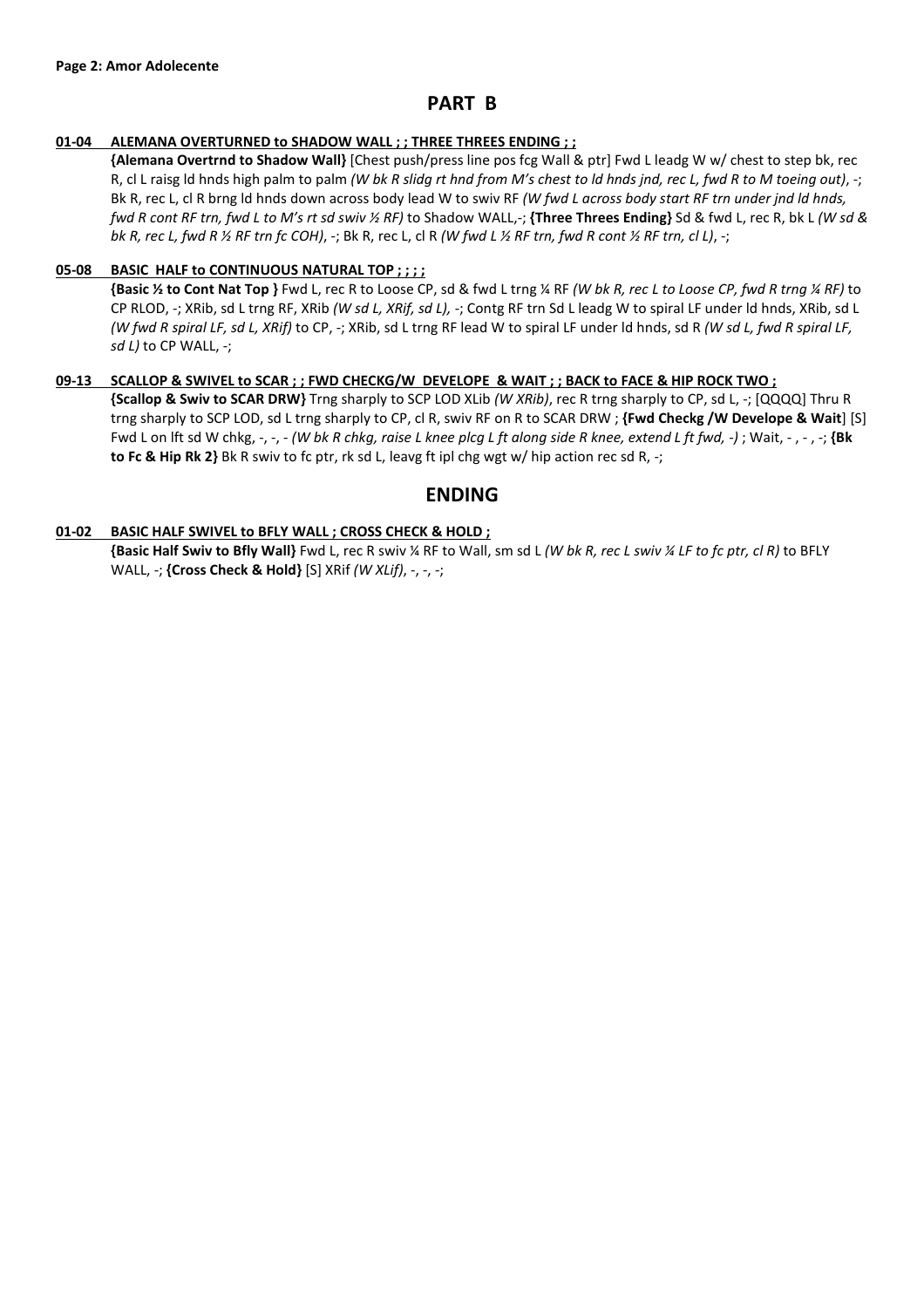**Page 2: Amor Adolecente**

## PART B

**01-04 ALEMANA OVERTURNED to SHADOW WALL ; ; THREE THREES ENDING ; ;**

**{Alemana Overtrnd to Shadow Wall}** [Chest push/press line pos fcg Wall & ptr] Fwd L leadg W w/ chest to step bk, rec R, cl L raisg ld hnds high palm to palm *(W bk R slidg rt hnd from M's chest to ld hnds jnd, rec L, fwd R to M toeing out)*, -; Bk R, rec L, cl R brng ld hnds down across body lead W to swiv RF *(W fwd L across body start RF trn under jnd ld hnds, fwd R cont RF trn, fwd L to M's rt sd swiv ½ RF)* to Shadow WALL,-; **{Three Threes Ending}** Sd & fwd L, rec R, bk L *(W sd & bk R, rec L, fwd R ½ RF trn fc COH)*, -; Bk R, rec L, cl R *(W fwd L ½ RF trn, fwd R cont ½ RF trn, cl L)*, -;

**05-08 BASIC HALF to CONTINUOUS NATURAL TOP ; ; ; ;**

**{Basic ½ to Cont Nat Top }** Fwd L, rec R to Loose CP, sd & fwd L trng ¼ RF *(W bk R, rec L to Loose CP, fwd R trng ¼ RF)* to CP RLOD, -; XRib, sd L trng RF, XRib *(W sd L, XRif, sd L)*, -; Contg RF trn Sd L leadg W to spiral LF under ld hnds, XRib, sd L *(W fwd R spiral LF, sd L, XRif)* to CP, -; XRib, sd L trng RF lead W to spiral LF under ld hnds, sd R *(W sd L, fwd R spiral LF, sd L)* to CP WALL, -;

**09-13 SCALLOP & SWIVEL to SCAR ; ; FWD CHECKG/W DEVELOPE & WAIT ; ; BACK to FACE & HIP ROCK TWO ;**

**{Scallop & Swiv to SCAR DRW}** Trng sharply to SCP LOD XLib *(W XRib)*, rec R trng sharply to CP, sd L, -; [QQQQ] Thru R trng sharply to SCP LOD, sd L trng sharply to CP, cl R, swiv RF on R to SCAR DRW ; **{Fwd Checkg /W Develope & Wait**] [S] Fwd L on lft sd W chkg, -, -, - *(W bk R chkg, raise L knee plcg L ft along side R knee, extend L ft fwd, -)* ; Wait, - , - , -; **{Bk to Fc & Hip Rk 2}** Bk R swiv to fc ptr, rk sd L, leavg ft ipl chg wgt w/ hip action rec sd R, -;

## ENDING

**01-02 BASIC HALF SWIVEL to BFLY WALL ; CROSS CHECK & HOLD ;**

**{Basic Half Swiv to Bfly Wall}** Fwd L, rec R swiv ¼ RF to Wall, sm sd L *(W bk R, rec L swiv ¼ LF to fc ptr, cl R)* to BFLY WALL, -; **{Cross Check & Hold}** [S] XRif *(W XLif)*, -, -, -;